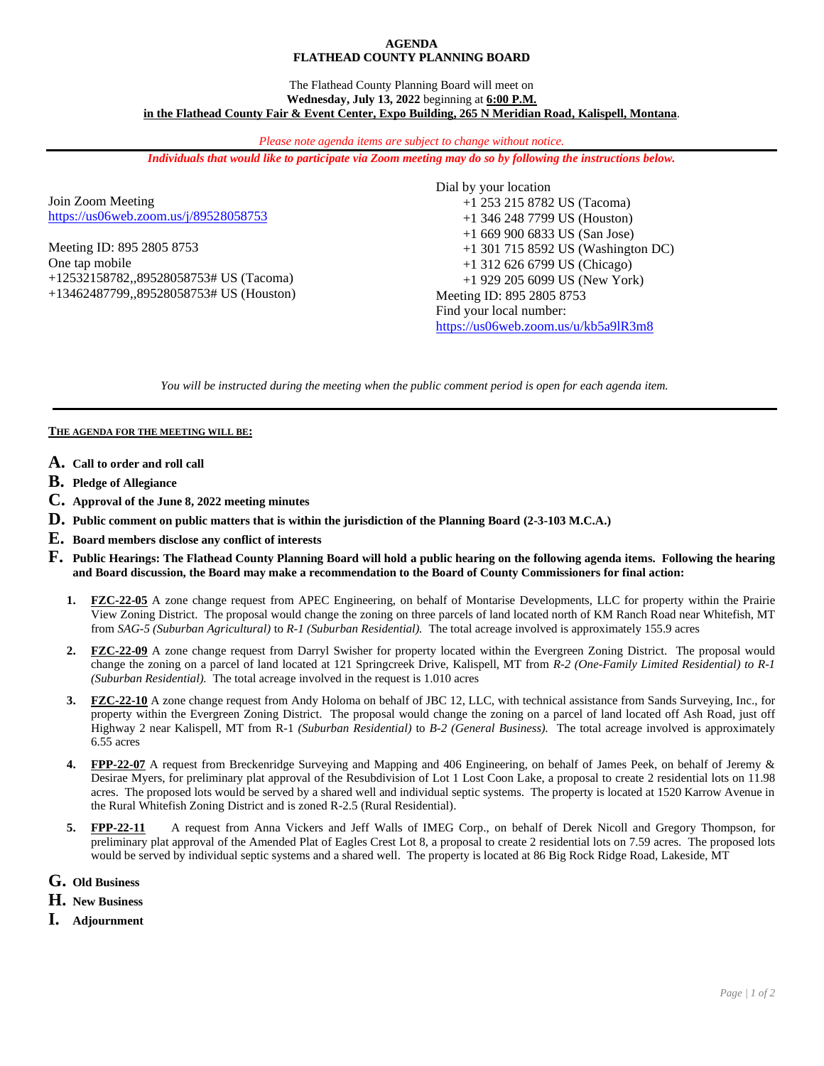# AGENDA
# FLATHEAD COUNTY PLANNING BOARD

The Flathead County Planning Board will meet on
**Wednesday, July 13, 2022** beginning at **6:00 P.M.**
**in the Flathead County Fair & Event Center, Expo Building, 265 N Meridian Road, Kalispell, Montana**.

*Please note agenda items are subject to change without notice.*

***Individuals that would like to participate via Zoom meeting may do so by following the instructions below.***

Join Zoom Meeting
https://us06web.zoom.us/j/89528058753

Meeting ID: 895 2805 8753
One tap mobile
+12532158782,,89528058753# US (Tacoma)
+13462487799,,89528058753# US (Houston)

Dial by your location
+1 253 215 8782 US (Tacoma)
+1 346 248 7799 US (Houston)
+1 669 900 6833 US (San Jose)
+1 301 715 8592 US (Washington DC)
+1 312 626 6799 US (Chicago)
+1 929 205 6099 US (New York)
Meeting ID: 895 2805 8753
Find your local number: https://us06web.zoom.us/u/kb5a9lR3m8

*You will be instructed during the meeting when the public comment period is open for each agenda item.*

**THE AGENDA FOR THE MEETING WILL BE:**

**A. Call to order and roll call**

**B. Pledge of Allegiance**

**C. Approval of the June 8, 2022 meeting minutes**

**D. Public comment on public matters that is within the jurisdiction of the Planning Board (2-3-103 M.C.A.)**

**E. Board members disclose any conflict of interests**

**F. Public Hearings: The Flathead County Planning Board will hold a public hearing on the following agenda items. Following the hearing and Board discussion, the Board may make a recommendation to the Board of County Commissioners for final action:**

1. **FZC-22-05** A zone change request from APEC Engineering, on behalf of Montarise Developments, LLC for property within the Prairie View Zoning District. The proposal would change the zoning on three parcels of land located north of KM Ranch Road near Whitefish, MT from *SAG-5 (Suburban Agricultural)* to *R-1 (Suburban Residential).* The total acreage involved is approximately 155.9 acres

2. **FZC-22-09** A zone change request from Darryl Swisher for property located within the Evergreen Zoning District. The proposal would change the zoning on a parcel of land located at 121 Springcreek Drive, Kalispell, MT from *R-2 (One-Family Limited Residential) to R-1 (Suburban Residential).* The total acreage involved in the request is 1.010 acres

3. **FZC-22-10** A zone change request from Andy Holoma on behalf of JBC 12, LLC, with technical assistance from Sands Surveying, Inc., for property within the Evergreen Zoning District. The proposal would change the zoning on a parcel of land located off Ash Road, just off Highway 2 near Kalispell, MT from R-1 *(Suburban Residential)* to *B-2 (General Business).* The total acreage involved is approximately 6.55 acres

4. **FPP-22-07** A request from Breckenridge Surveying and Mapping and 406 Engineering, on behalf of James Peek, on behalf of Jeremy & Desirae Myers, for preliminary plat approval of the Resubdivision of Lot 1 Lost Coon Lake, a proposal to create 2 residential lots on 11.98 acres. The proposed lots would be served by a shared well and individual septic systems. The property is located at 1520 Karrow Avenue in the Rural Whitefish Zoning District and is zoned R-2.5 (Rural Residential).

5. **FPP-22-11** A request from Anna Vickers and Jeff Walls of IMEG Corp., on behalf of Derek Nicoll and Gregory Thompson, for preliminary plat approval of the Amended Plat of Eagles Crest Lot 8, a proposal to create 2 residential lots on 7.59 acres. The proposed lots would be served by individual septic systems and a shared well. The property is located at 86 Big Rock Ridge Road, Lakeside, MT

**G. Old Business**

**H. New Business**

**I. Adjournment**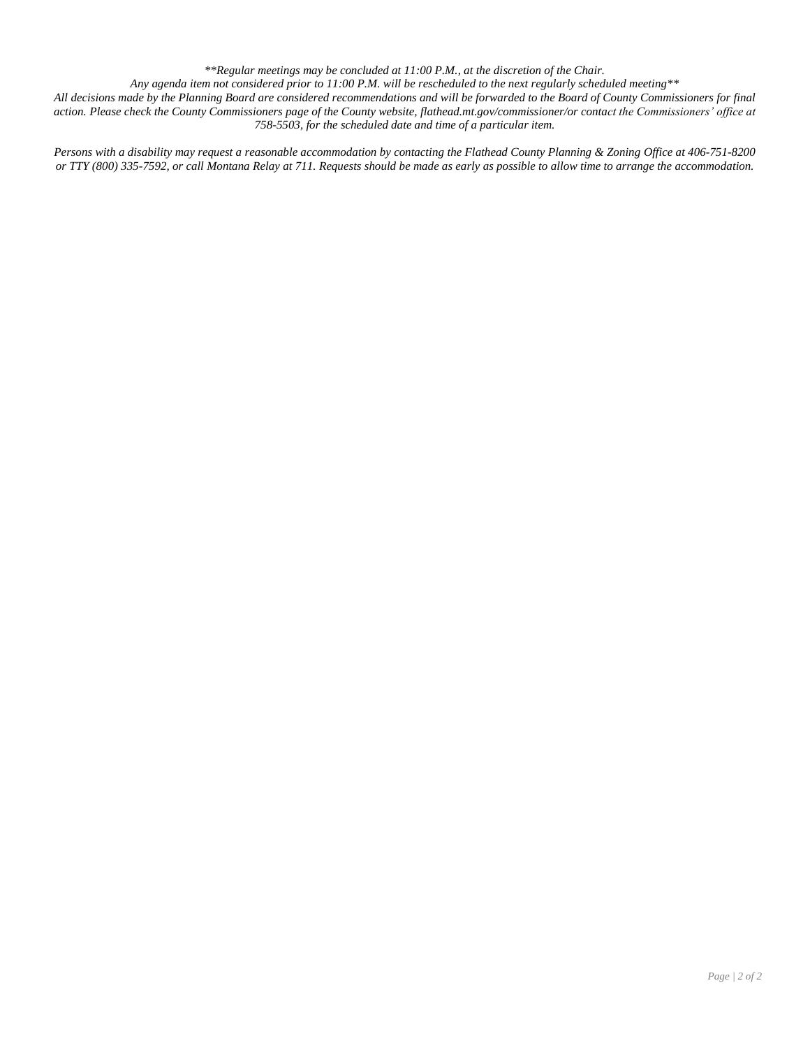*\*\*Regular meetings may be concluded at 11:00 P.M., at the discretion of the Chair.*
*Any agenda item not considered prior to 11:00 P.M. will be rescheduled to the next regularly scheduled meeting\*\**
*All decisions made by the Planning Board are considered recommendations and will be forwarded to the Board of County Commissioners for final action. Please check the County Commissioners page of the County website, flathead.mt.gov/commissioner/or contact the Commissioners' office at 758-5503, for the scheduled date and time of a particular item.*

*Persons with a disability may request a reasonable accommodation by contacting the Flathead County Planning & Zoning Office at 406-751-8200 or TTY (800) 335-7592, or call Montana Relay at 711. Requests should be made as early as possible to allow time to arrange the accommodation.*